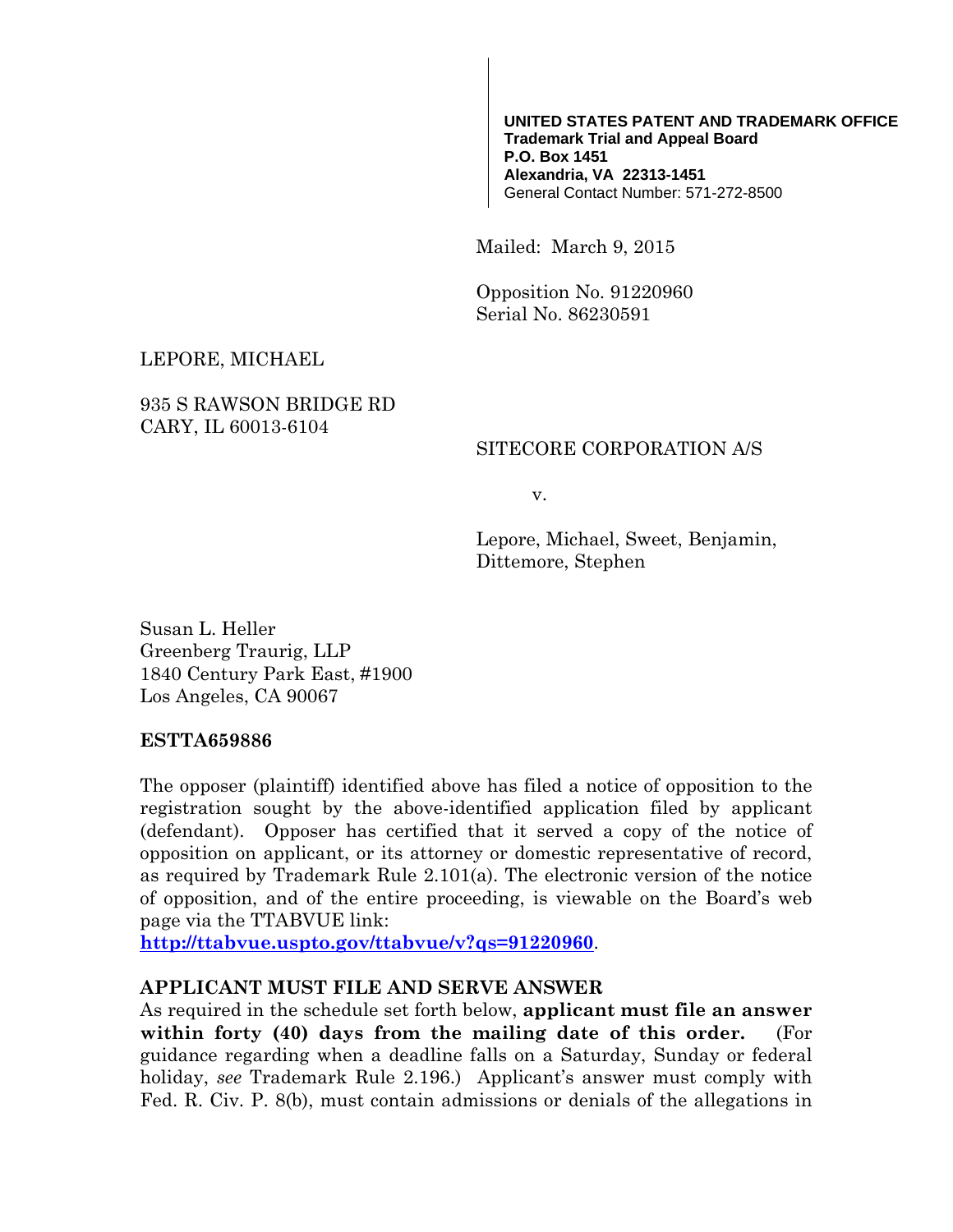**UNITED STATES PATENT AND TRADEMARK OFFICE**
**Trademark Trial and Appeal Board**
**P.O. Box 1451**
**Alexandria, VA 22313-1451**
General Contact Number: 571-272-8500

Mailed: March 9, 2015

Opposition No. 91220960
Serial No. 86230591

LEPORE, MICHAEL

935 S RAWSON BRIDGE RD
CARY, IL 60013-6104

SITECORE CORPORATION A/S

v.

Lepore, Michael, Sweet, Benjamin, Dittemore, Stephen

Susan L. Heller
Greenberg Traurig, LLP
1840 Century Park East, #1900
Los Angeles, CA 90067

**ESTTA659886**

The opposer (plaintiff) identified above has filed a notice of opposition to the registration sought by the above-identified application filed by applicant (defendant). Opposer has certified that it served a copy of the notice of opposition on applicant, or its attorney or domestic representative of record, as required by Trademark Rule 2.101(a). The electronic version of the notice of opposition, and of the entire proceeding, is viewable on the Board's web page via the TTABVUE link:
**http://ttabvue.uspto.gov/ttabvue/v?qs=91220960**.

**APPLICANT MUST FILE AND SERVE ANSWER**

As required in the schedule set forth below, **applicant must file an answer within forty (40) days from the mailing date of this order.** (For guidance regarding when a deadline falls on a Saturday, Sunday or federal holiday, *see* Trademark Rule 2.196.) Applicant's answer must comply with Fed. R. Civ. P. 8(b), must contain admissions or denials of the allegations in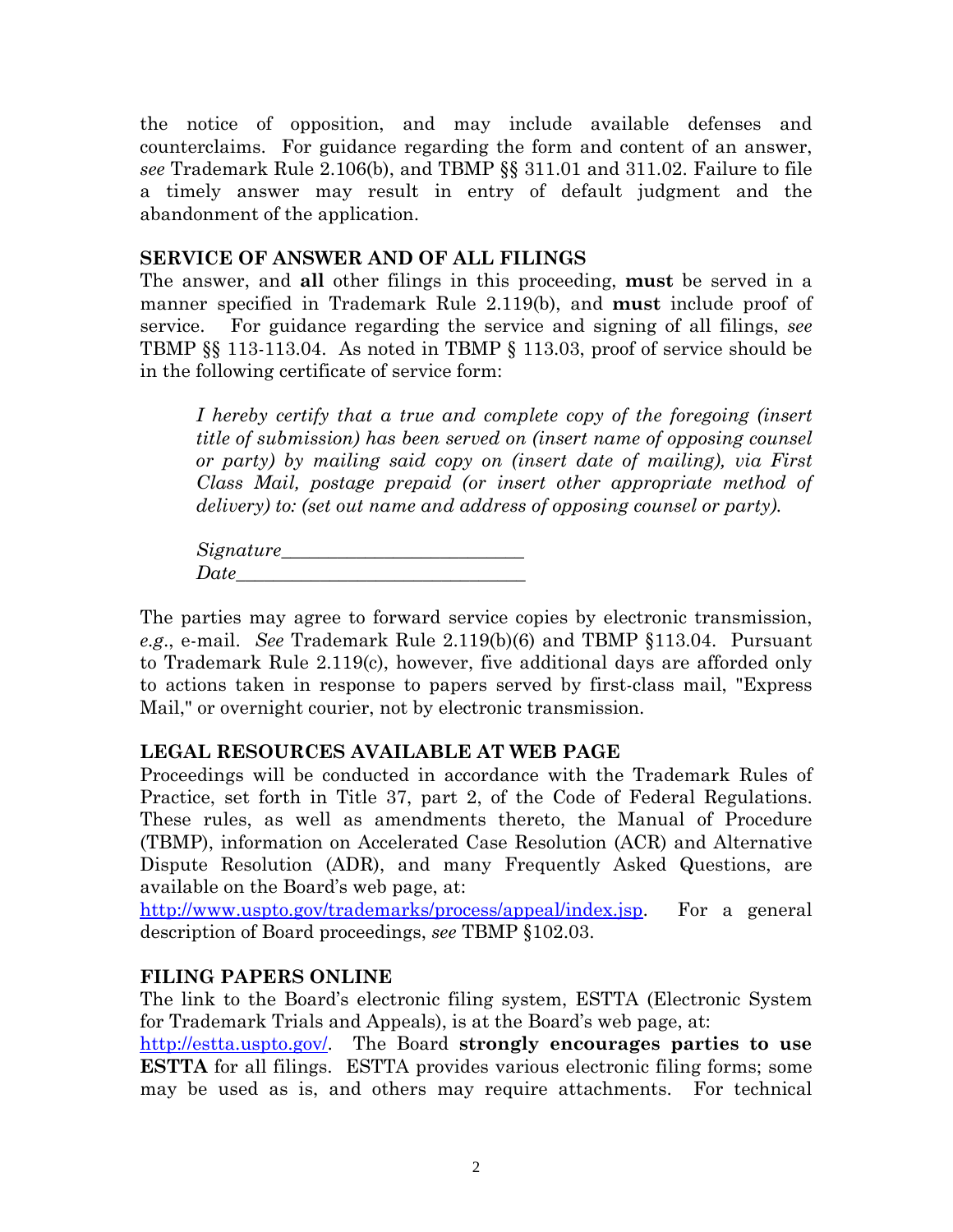the notice of opposition, and may include available defenses and counterclaims. For guidance regarding the form and content of an answer, *see* Trademark Rule 2.106(b), and TBMP §§ 311.01 and 311.02. Failure to file a timely answer may result in entry of default judgment and the abandonment of the application.

## SERVICE OF ANSWER AND OF ALL FILINGS

The answer, and **all** other filings in this proceeding, **must** be served in a manner specified in Trademark Rule 2.119(b), and **must** include proof of service. For guidance regarding the service and signing of all filings, *see* TBMP §§ 113-113.04. As noted in TBMP § 113.03, proof of service should be in the following certificate of service form:

> *I hereby certify that a true and complete copy of the foregoing (insert title of submission) has been served on (insert name of opposing counsel or party) by mailing said copy on (insert date of mailing), via First Class Mail, postage prepaid (or insert other appropriate method of delivery) to: (set out name and address of opposing counsel or party).*
>
> *Signature*_________________________
> *Date*______________________________

The parties may agree to forward service copies by electronic transmission, *e.g*., e-mail. *See* Trademark Rule 2.119(b)(6) and TBMP §113.04. Pursuant to Trademark Rule 2.119(c), however, five additional days are afforded only to actions taken in response to papers served by first-class mail, "Express Mail," or overnight courier, not by electronic transmission.

## LEGAL RESOURCES AVAILABLE AT WEB PAGE

Proceedings will be conducted in accordance with the Trademark Rules of Practice, set forth in Title 37, part 2, of the Code of Federal Regulations. These rules, as well as amendments thereto, the Manual of Procedure (TBMP), information on Accelerated Case Resolution (ACR) and Alternative Dispute Resolution (ADR), and many Frequently Asked Questions, are available on the Board's web page, at: http://www.uspto.gov/trademarks/process/appeal/index.jsp. For a general description of Board proceedings, *see* TBMP §102.03.

## FILING PAPERS ONLINE

The link to the Board's electronic filing system, ESTTA (Electronic System for Trademark Trials and Appeals), is at the Board's web page, at: http://estta.uspto.gov/. The Board **strongly encourages parties to use ESTTA** for all filings. ESTTA provides various electronic filing forms; some may be used as is, and others may require attachments. For technical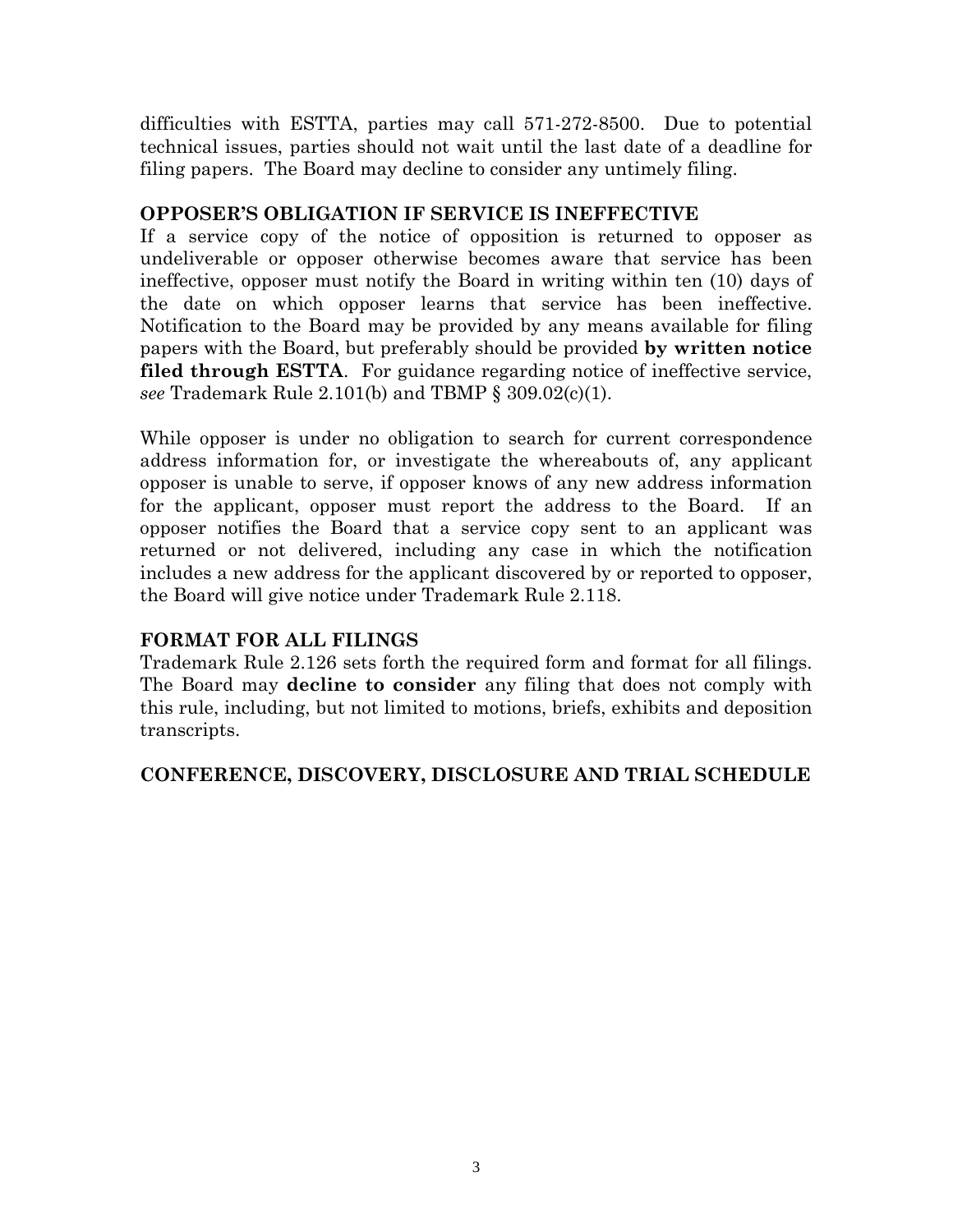difficulties with ESTTA, parties may call 571-272-8500. Due to potential technical issues, parties should not wait until the last date of a deadline for filing papers. The Board may decline to consider any untimely filing.

## OPPOSER'S OBLIGATION IF SERVICE IS INEFFECTIVE

If a service copy of the notice of opposition is returned to opposer as undeliverable or opposer otherwise becomes aware that service has been ineffective, opposer must notify the Board in writing within ten (10) days of the date on which opposer learns that service has been ineffective. Notification to the Board may be provided by any means available for filing papers with the Board, but preferably should be provided **by written notice filed through ESTTA**. For guidance regarding notice of ineffective service, *see* Trademark Rule 2.101(b) and TBMP § 309.02(c)(1).

While opposer is under no obligation to search for current correspondence address information for, or investigate the whereabouts of, any applicant opposer is unable to serve, if opposer knows of any new address information for the applicant, opposer must report the address to the Board. If an opposer notifies the Board that a service copy sent to an applicant was returned or not delivered, including any case in which the notification includes a new address for the applicant discovered by or reported to opposer, the Board will give notice under Trademark Rule 2.118.

## FORMAT FOR ALL FILINGS

Trademark Rule 2.126 sets forth the required form and format for all filings. The Board may **decline to consider** any filing that does not comply with this rule, including, but not limited to motions, briefs, exhibits and deposition transcripts.

## CONFERENCE, DISCOVERY, DISCLOSURE AND TRIAL SCHEDULE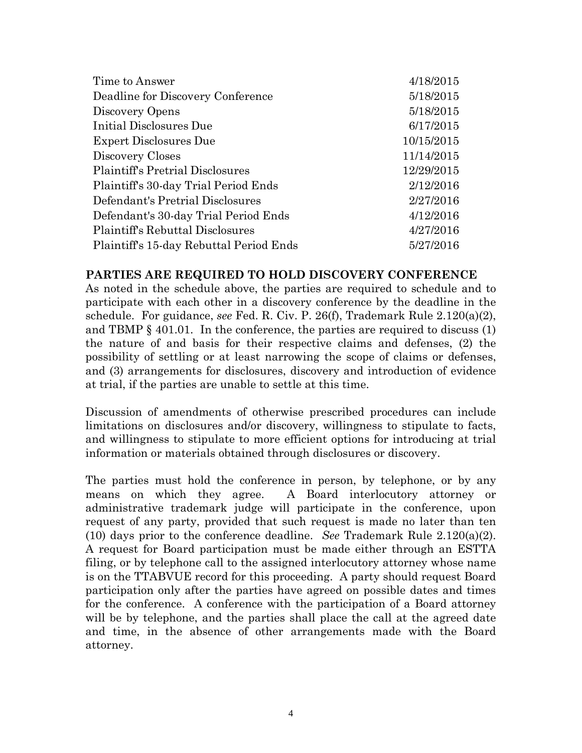| | |
|---|---|
| Time to Answer | 4/18/2015 |
| Deadline for Discovery Conference | 5/18/2015 |
| Discovery Opens | 5/18/2015 |
| Initial Disclosures Due | 6/17/2015 |
| Expert Disclosures Due | 10/15/2015 |
| Discovery Closes | 11/14/2015 |
| Plaintiff's Pretrial Disclosures | 12/29/2015 |
| Plaintiff's 30-day Trial Period Ends | 2/12/2016 |
| Defendant's Pretrial Disclosures | 2/27/2016 |
| Defendant's 30-day Trial Period Ends | 4/12/2016 |
| Plaintiff's Rebuttal Disclosures | 4/27/2016 |
| Plaintiff's 15-day Rebuttal Period Ends | 5/27/2016 |

**PARTIES ARE REQUIRED TO HOLD DISCOVERY CONFERENCE**

As noted in the schedule above, the parties are required to schedule and to participate with each other in a discovery conference by the deadline in the schedule. For guidance, *see* Fed. R. Civ. P. 26(f), Trademark Rule 2.120(a)(2), and TBMP § 401.01. In the conference, the parties are required to discuss (1) the nature of and basis for their respective claims and defenses, (2) the possibility of settling or at least narrowing the scope of claims or defenses, and (3) arrangements for disclosures, discovery and introduction of evidence at trial, if the parties are unable to settle at this time.

Discussion of amendments of otherwise prescribed procedures can include limitations on disclosures and/or discovery, willingness to stipulate to facts, and willingness to stipulate to more efficient options for introducing at trial information or materials obtained through disclosures or discovery.

The parties must hold the conference in person, by telephone, or by any means on which they agree. A Board interlocutory attorney or administrative trademark judge will participate in the conference, upon request of any party, provided that such request is made no later than ten (10) days prior to the conference deadline. *See* Trademark Rule 2.120(a)(2). A request for Board participation must be made either through an ESTTA filing, or by telephone call to the assigned interlocutory attorney whose name is on the TTABVUE record for this proceeding. A party should request Board participation only after the parties have agreed on possible dates and times for the conference. A conference with the participation of a Board attorney will be by telephone, and the parties shall place the call at the agreed date and time, in the absence of other arrangements made with the Board attorney.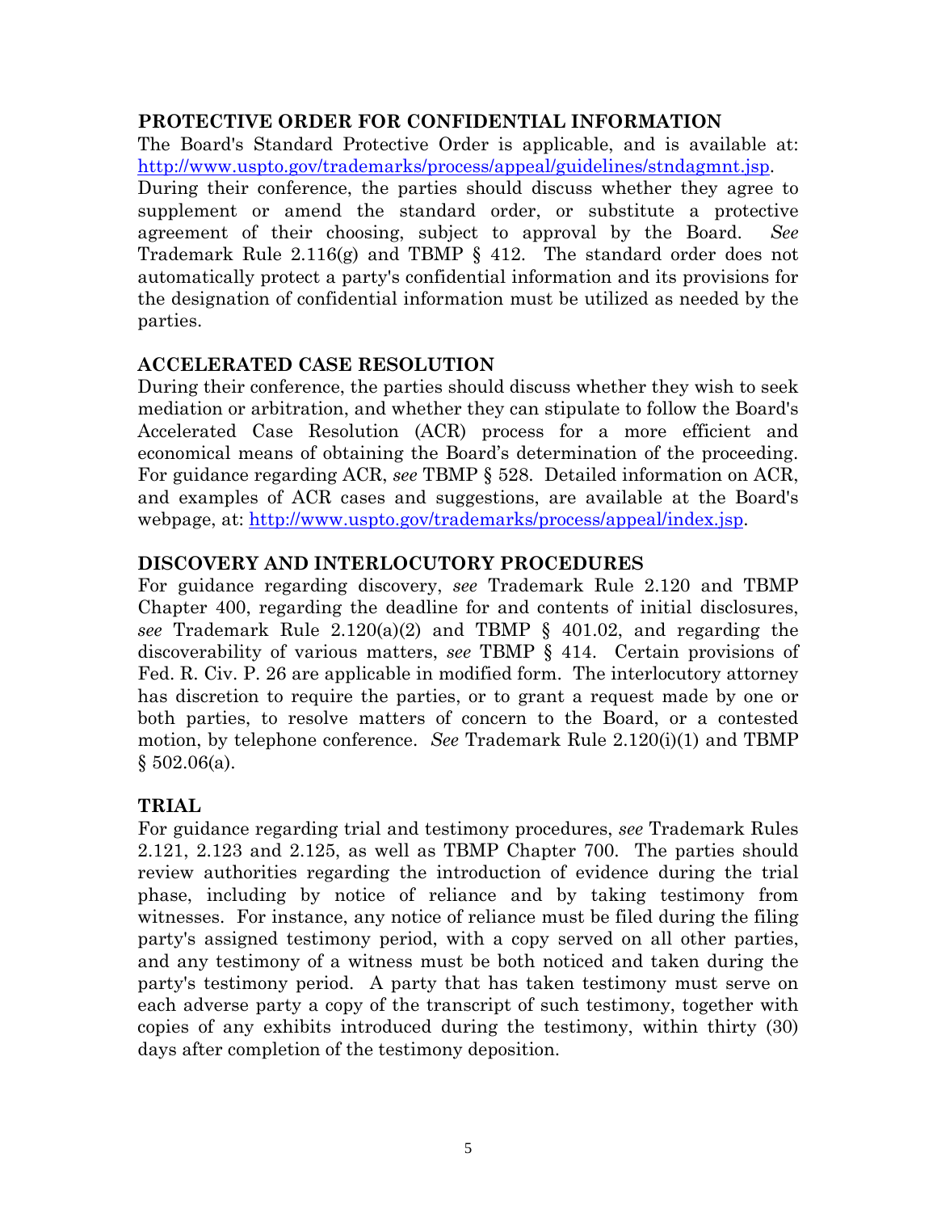**PROTECTIVE ORDER FOR CONFIDENTIAL INFORMATION**

The Board's Standard Protective Order is applicable, and is available at: [http://www.uspto.gov/trademarks/process/appeal/guidelines/stndagmnt.jsp](http://www.uspto.gov/trademarks/process/appeal/guidelines/stndagmnt.jsp). During their conference, the parties should discuss whether they agree to supplement or amend the standard order, or substitute a protective agreement of their choosing, subject to approval by the Board. *See* Trademark Rule 2.116(g) and TBMP § 412. The standard order does not automatically protect a party's confidential information and its provisions for the designation of confidential information must be utilized as needed by the parties.

**ACCELERATED CASE RESOLUTION**

During their conference, the parties should discuss whether they wish to seek mediation or arbitration, and whether they can stipulate to follow the Board's Accelerated Case Resolution (ACR) process for a more efficient and economical means of obtaining the Board's determination of the proceeding. For guidance regarding ACR, *see* TBMP § 528. Detailed information on ACR, and examples of ACR cases and suggestions, are available at the Board's webpage, at: [http://www.uspto.gov/trademarks/process/appeal/index.jsp](http://www.uspto.gov/trademarks/process/appeal/index.jsp).

**DISCOVERY AND INTERLOCUTORY PROCEDURES**

For guidance regarding discovery, *see* Trademark Rule 2.120 and TBMP Chapter 400, regarding the deadline for and contents of initial disclosures, *see* Trademark Rule 2.120(a)(2) and TBMP § 401.02, and regarding the discoverability of various matters, *see* TBMP § 414. Certain provisions of Fed. R. Civ. P. 26 are applicable in modified form. The interlocutory attorney has discretion to require the parties, or to grant a request made by one or both parties, to resolve matters of concern to the Board, or a contested motion, by telephone conference. *See* Trademark Rule 2.120(i)(1) and TBMP § 502.06(a).

**TRIAL**

For guidance regarding trial and testimony procedures, *see* Trademark Rules 2.121, 2.123 and 2.125, as well as TBMP Chapter 700. The parties should review authorities regarding the introduction of evidence during the trial phase, including by notice of reliance and by taking testimony from witnesses. For instance, any notice of reliance must be filed during the filing party's assigned testimony period, with a copy served on all other parties, and any testimony of a witness must be both noticed and taken during the party's testimony period. A party that has taken testimony must serve on each adverse party a copy of the transcript of such testimony, together with copies of any exhibits introduced during the testimony, within thirty (30) days after completion of the testimony deposition.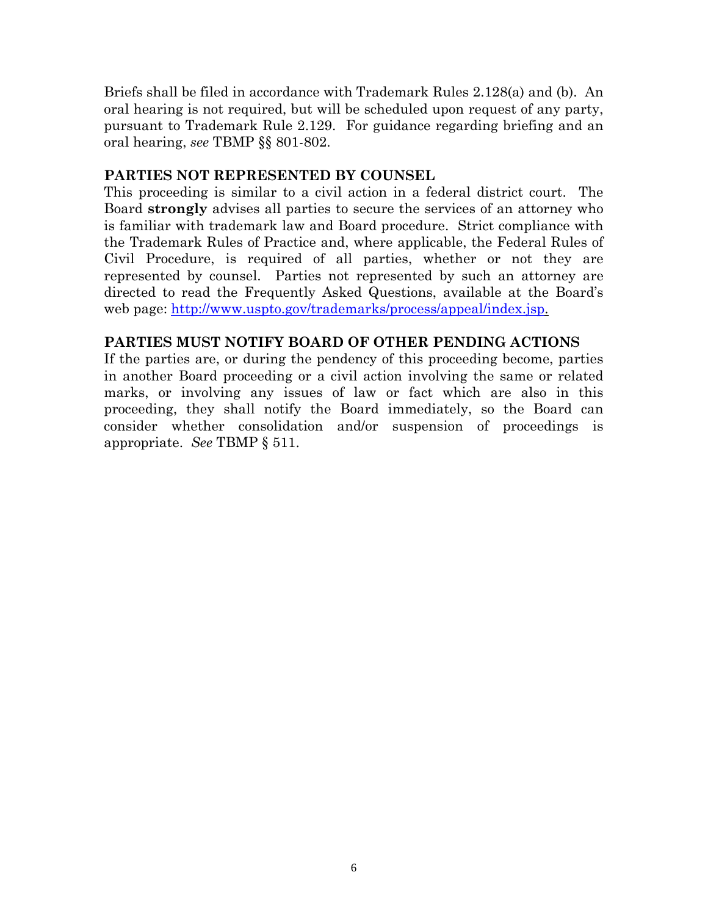Briefs shall be filed in accordance with Trademark Rules 2.128(a) and (b). An oral hearing is not required, but will be scheduled upon request of any party, pursuant to Trademark Rule 2.129. For guidance regarding briefing and an oral hearing, *see* TBMP §§ 801-802.

**PARTIES NOT REPRESENTED BY COUNSEL**

This proceeding is similar to a civil action in a federal district court. The Board **strongly** advises all parties to secure the services of an attorney who is familiar with trademark law and Board procedure. Strict compliance with the Trademark Rules of Practice and, where applicable, the Federal Rules of Civil Procedure, is required of all parties, whether or not they are represented by counsel. Parties not represented by such an attorney are directed to read the Frequently Asked Questions, available at the Board's web page: [http://www.uspto.gov/trademarks/process/appeal/index.jsp.](http://www.uspto.gov/trademarks/process/appeal/index.jsp)

**PARTIES MUST NOTIFY BOARD OF OTHER PENDING ACTIONS**

If the parties are, or during the pendency of this proceeding become, parties in another Board proceeding or a civil action involving the same or related marks, or involving any issues of law or fact which are also in this proceeding, they shall notify the Board immediately, so the Board can consider whether consolidation and/or suspension of proceedings is appropriate. *See* TBMP § 511.